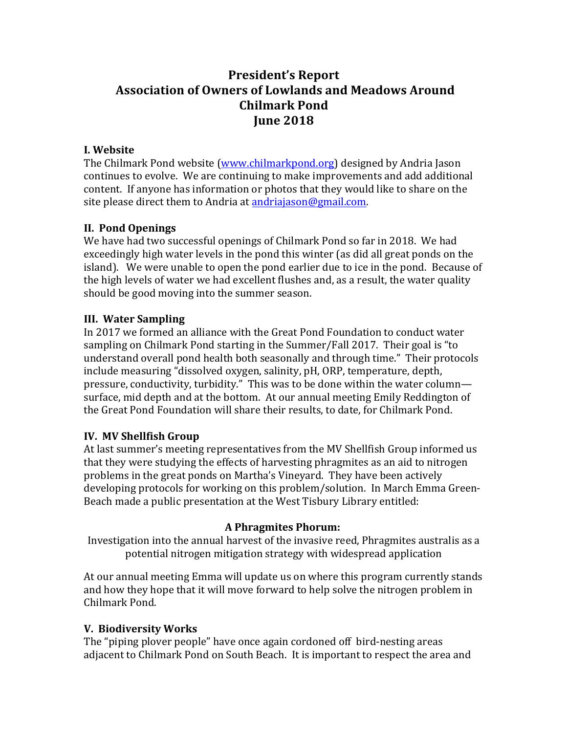# President's Report
# Association of Owners of Lowlands and Meadows Around Chilmark Pond
# June 2018

### I. Website

The Chilmark Pond website ([www.chilmarkpond.org](http://www.chilmarkpond.org)) designed by Andria Jason continues to evolve. We are continuing to make improvements and add additional content. If anyone has information or photos that they would like to share on the site please direct them to Andria at [andriajason@gmail.com](mailto:andriajason@gmail.com).

### II. Pond Openings

We have had two successful openings of Chilmark Pond so far in 2018. We had exceedingly high water levels in the pond this winter (as did all great ponds on the island). We were unable to open the pond earlier due to ice in the pond. Because of the high levels of water we had excellent flushes and, as a result, the water quality should be good moving into the summer season.

### III. Water Sampling

In 2017 we formed an alliance with the Great Pond Foundation to conduct water sampling on Chilmark Pond starting in the Summer/Fall 2017. Their goal is "to understand overall pond health both seasonally and through time." Their protocols include measuring "dissolved oxygen, salinity, pH, ORP, temperature, depth, pressure, conductivity, turbidity." This was to be done within the water column—surface, mid depth and at the bottom. At our annual meeting Emily Reddington of the Great Pond Foundation will share their results, to date, for Chilmark Pond.

### IV. MV Shellfish Group

At last summer's meeting representatives from the MV Shellfish Group informed us that they were studying the effects of harvesting phragmites as an aid to nitrogen problems in the great ponds on Martha's Vineyard. They have been actively developing protocols for working on this problem/solution. In March Emma Green-Beach made a public presentation at the West Tisbury Library entitled:

**A Phragmites Phorum:**

Investigation into the annual harvest of the invasive reed, Phragmites australis as a potential nitrogen mitigation strategy with widespread application

At our annual meeting Emma will update us on where this program currently stands and how they hope that it will move forward to help solve the nitrogen problem in Chilmark Pond.

### V. Biodiversity Works

The "piping plover people" have once again cordoned off bird-nesting areas adjacent to Chilmark Pond on South Beach. It is important to respect the area and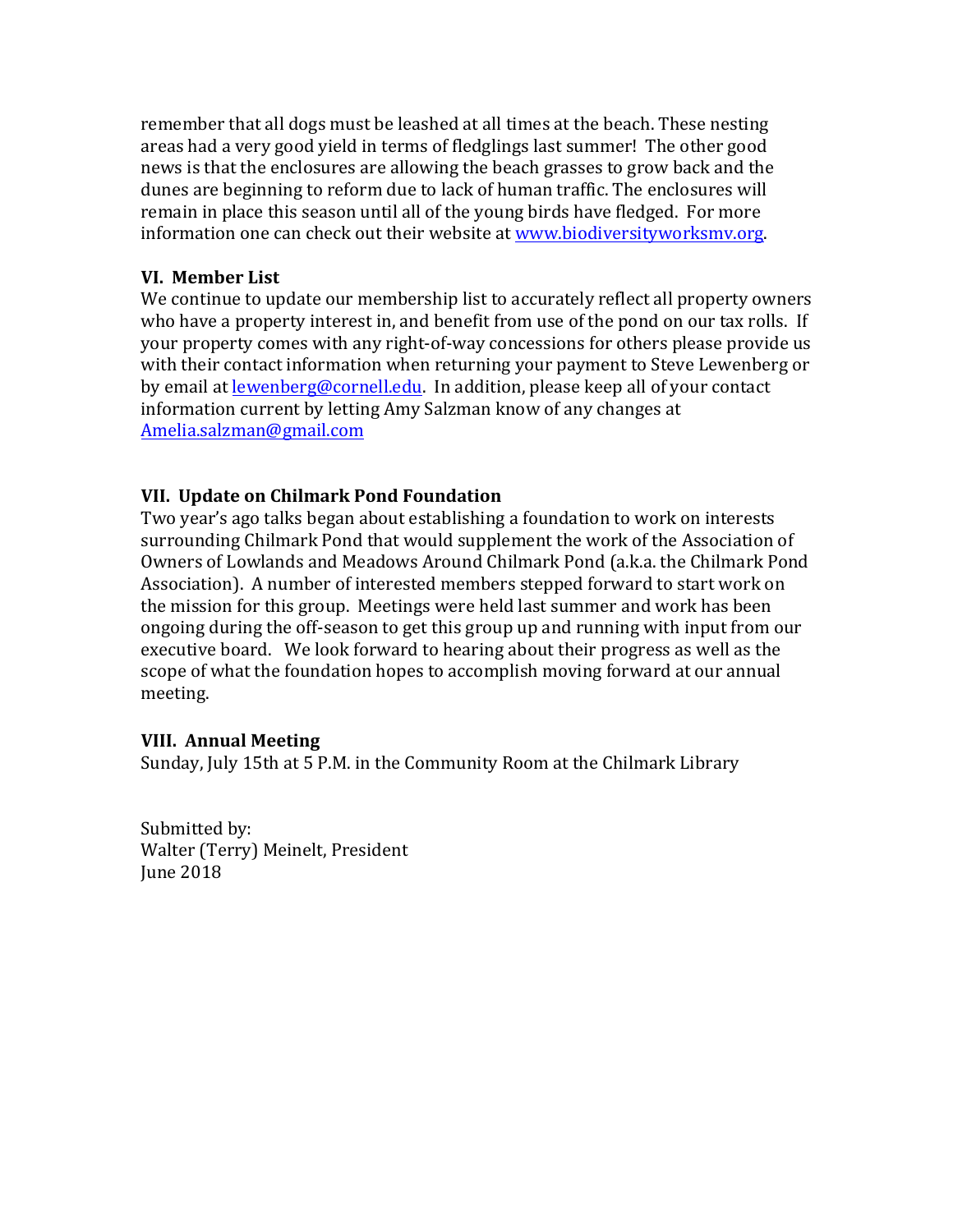remember that all dogs must be leashed at all times at the beach. These nesting areas had a very good yield in terms of fledglings last summer! The other good news is that the enclosures are allowing the beach grasses to grow back and the dunes are beginning to reform due to lack of human traffic. The enclosures will remain in place this season until all of the young birds have fledged. For more information one can check out their website at [www.biodiversityworksmv.org](http://www.biodiversityworksmv.org).

### VI. Member List

We continue to update our membership list to accurately reflect all property owners who have a property interest in, and benefit from use of the pond on our tax rolls. If your property comes with any right-of-way concessions for others please provide us with their contact information when returning your payment to Steve Lewenberg or by email at [lewenberg@cornell.edu](mailto:lewenberg@cornell.edu). In addition, please keep all of your contact information current by letting Amy Salzman know of any changes at [Amelia.salzman@gmail.com](mailto:Amelia.salzman@gmail.com)

### VII. Update on Chilmark Pond Foundation

Two year's ago talks began about establishing a foundation to work on interests surrounding Chilmark Pond that would supplement the work of the Association of Owners of Lowlands and Meadows Around Chilmark Pond (a.k.a. the Chilmark Pond Association). A number of interested members stepped forward to start work on the mission for this group. Meetings were held last summer and work has been ongoing during the off-season to get this group up and running with input from our executive board. We look forward to hearing about their progress as well as the scope of what the foundation hopes to accomplish moving forward at our annual meeting.

### VIII. Annual Meeting

Sunday, July 15th at 5 P.M. in the Community Room at the Chilmark Library

Submitted by:
Walter (Terry) Meinelt, President
June 2018